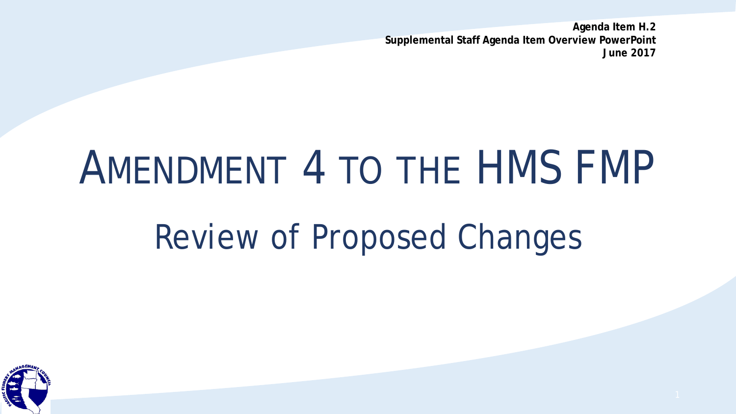**Agenda Item H.2**
**Supplemental Staff Agenda Item Overview PowerPoint**
**June 2017**

# AMENDMENT 4 TO THE HMS FMP

## Review of Proposed Changes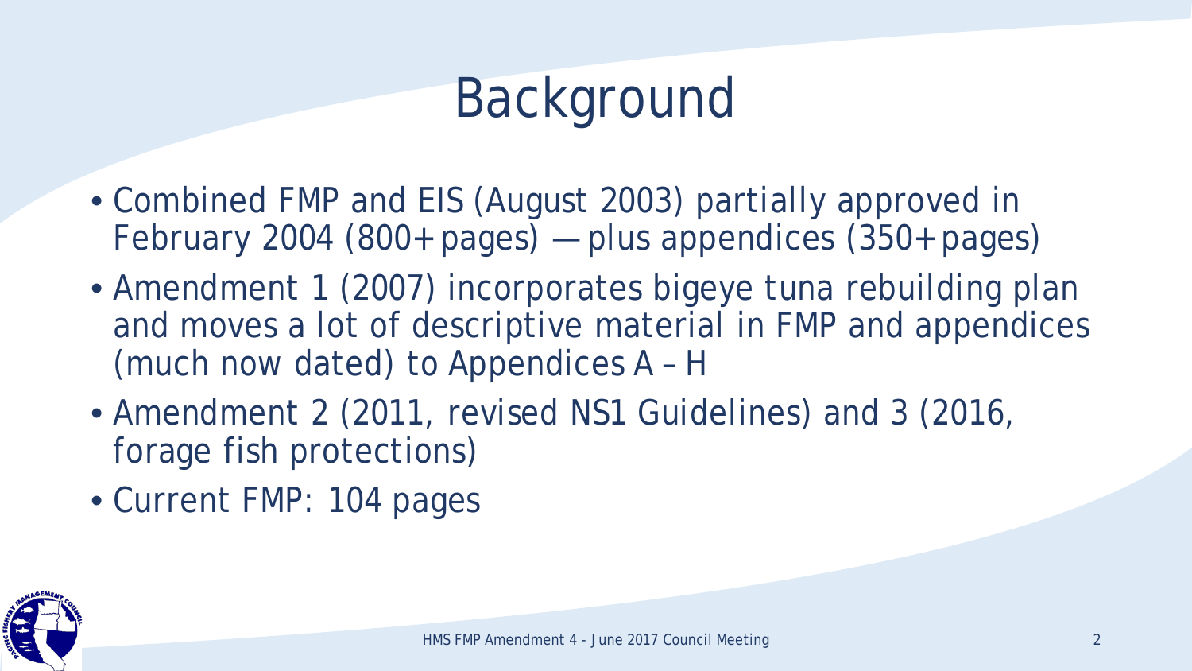# Background

- Combined FMP and EIS (August 2003) partially approved in February 2004 (800+ pages) — plus appendices (350+ pages)
- Amendment 1 (2007) incorporates bigeye tuna rebuilding plan and moves a lot of descriptive material in FMP and appendices (much now dated) to Appendices A – H
- Amendment 2 (2011, revised NS1 Guidelines) and 3 (2016, forage fish protections)
- Current FMP: 104 pages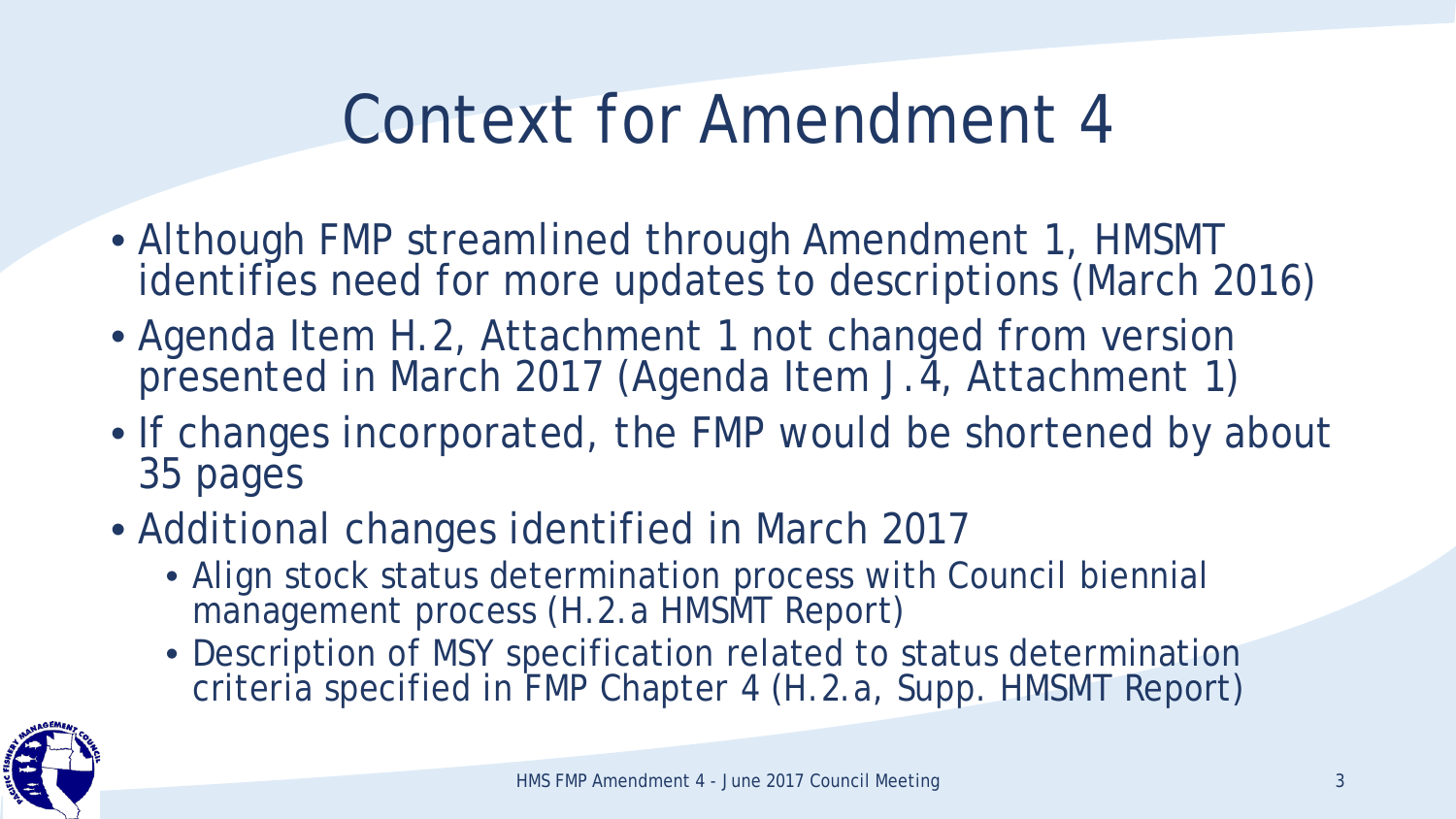# Context for Amendment 4

- Although FMP streamlined through Amendment 1, HMSMT identifies need for more updates to descriptions (March 2016)
- Agenda Item H.2, Attachment 1 not changed from version presented in March 2017 (Agenda Item J.4, Attachment 1)
- If changes incorporated, the FMP would be shortened by about 35 pages
- Additional changes identified in March 2017
  - Align stock status determination process with Council biennial management process (H.2.a HMSMT Report)
  - Description of MSY specification related to status determination criteria specified in FMP Chapter 4 (H.2.a, Supp. HMSMT Report)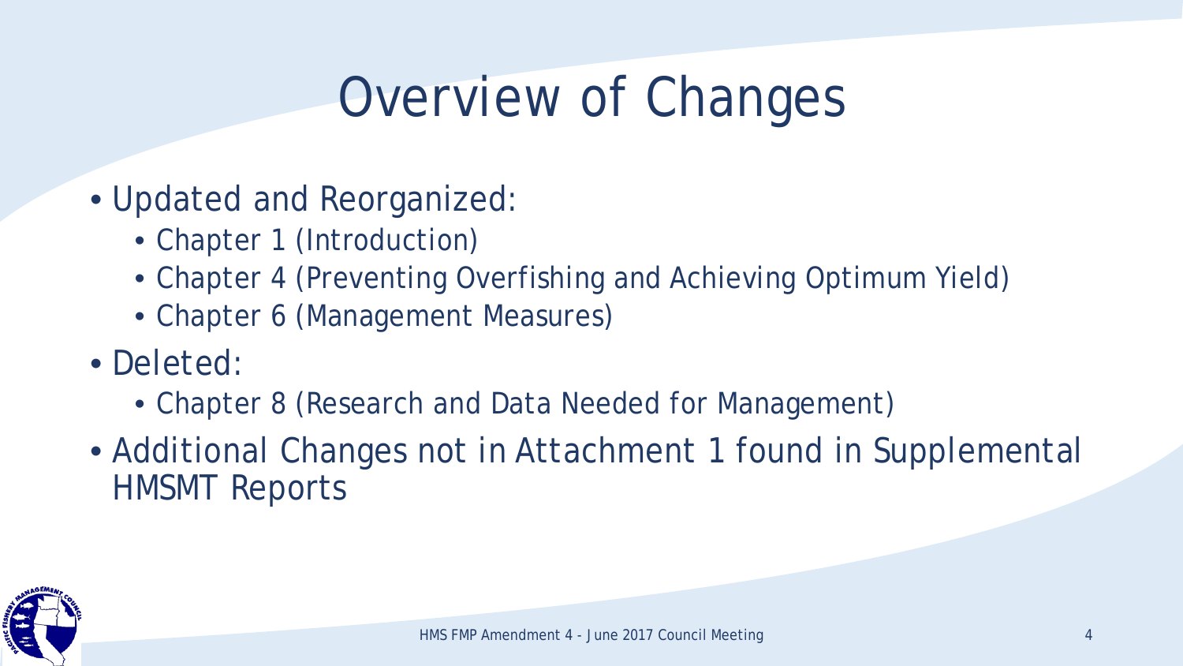# Overview of Changes

- Updated and Reorganized:
  - Chapter 1 (Introduction)
  - Chapter 4 (Preventing Overfishing and Achieving Optimum Yield)
  - Chapter 6 (Management Measures)
- Deleted:
  - Chapter 8 (Research and Data Needed for Management)
- Additional Changes not in Attachment 1 found in Supplemental HMSMT Reports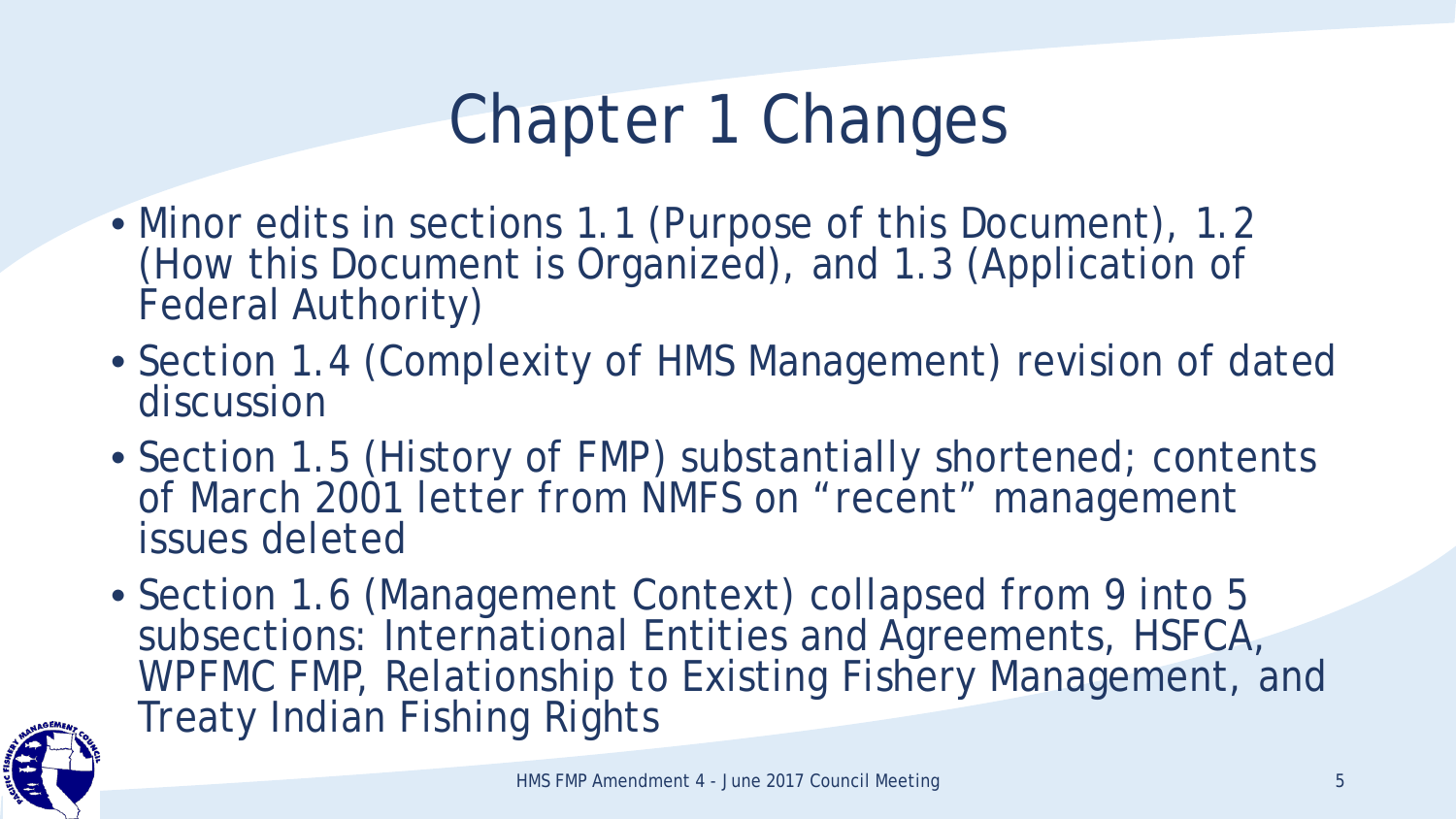# Chapter 1 Changes

- Minor edits in sections 1.1 (Purpose of this Document), 1.2 (How this Document is Organized), and 1.3 (Application of Federal Authority)
- Section 1.4 (Complexity of HMS Management) revision of dated discussion
- Section 1.5 (History of FMP) substantially shortened; contents of March 2001 letter from NMFS on "recent" management issues deleted
- Section 1.6 (Management Context) collapsed from 9 into 5 subsections: International Entities and Agreements, HSFCA, WPFMC FMP, Relationship to Existing Fishery Management, and Treaty Indian Fishing Rights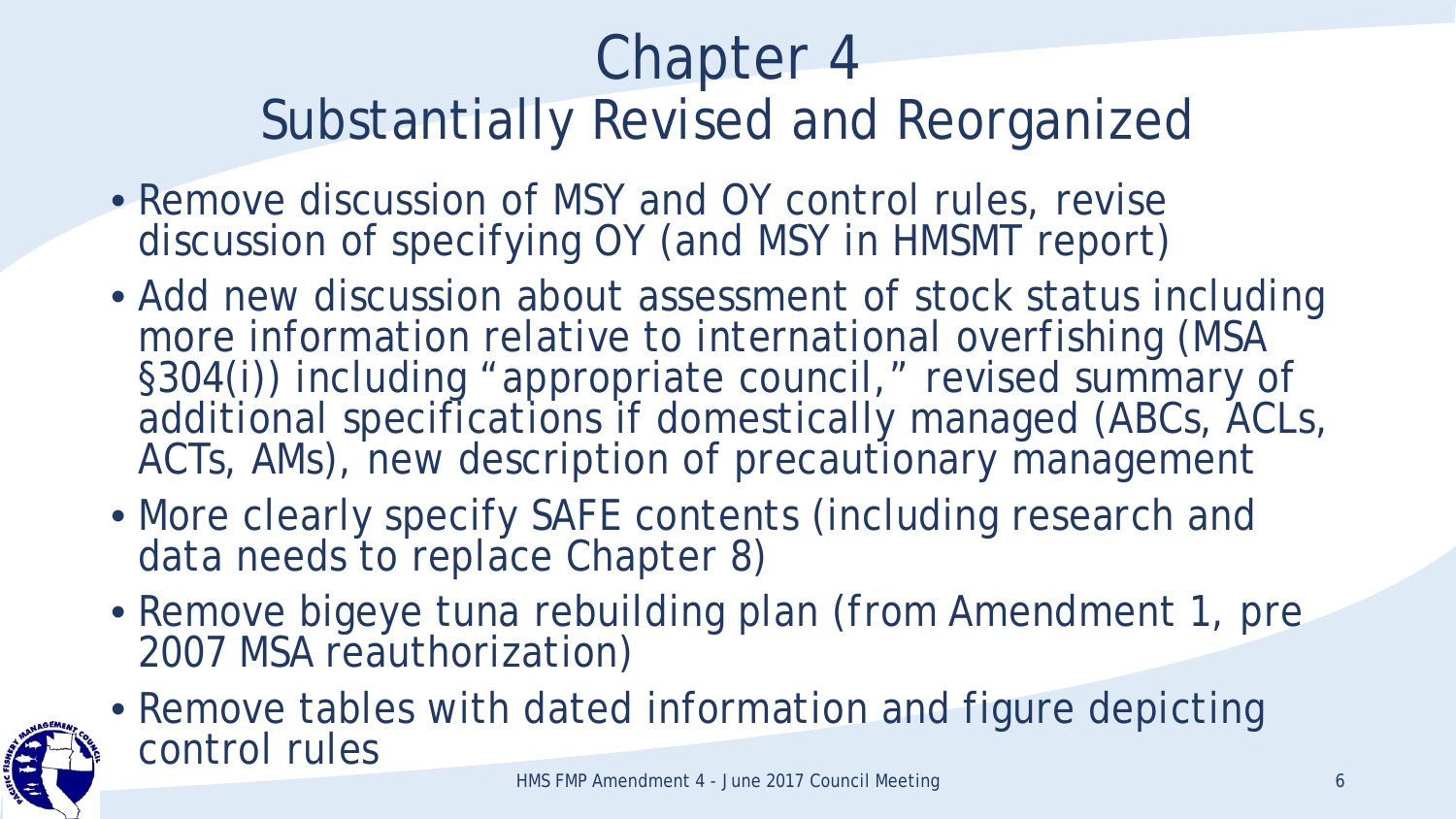# Chapter 4
## Substantially Revised and Reorganized

- Remove discussion of MSY and OY control rules, revise discussion of specifying OY (and MSY in HMSMT report)
- Add new discussion about assessment of stock status including more information relative to international overfishing (MSA §304(i)) including "appropriate council," revised summary of additional specifications if domestically managed (ABCs, ACLs, ACTs, AMs), new description of precautionary management
- More clearly specify SAFE contents (including research and data needs to replace Chapter 8)
- Remove bigeye tuna rebuilding plan (from Amendment 1, pre 2007 MSA reauthorization)
- Remove tables with dated information and figure depicting control rules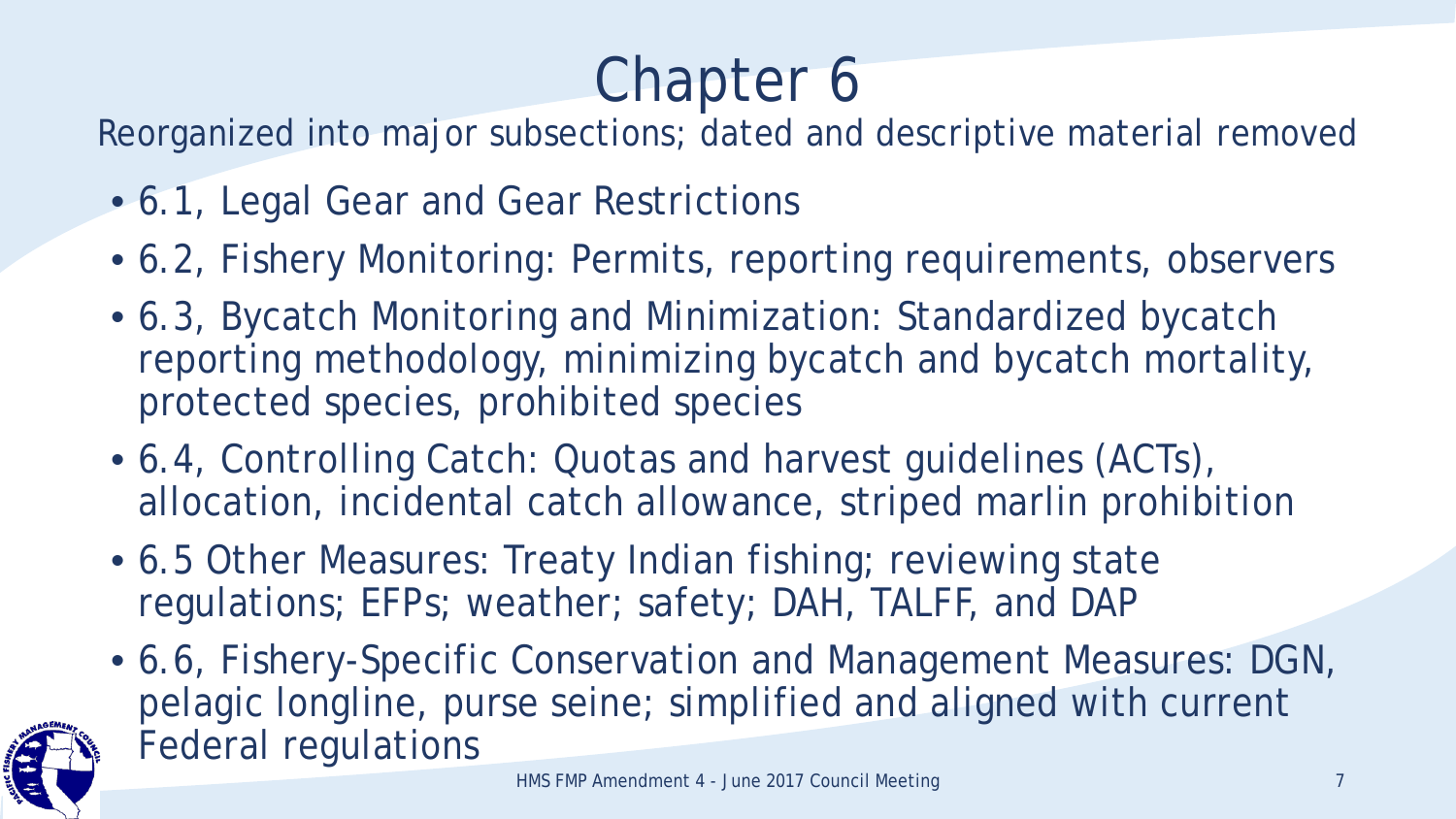# Chapter 6

Reorganized into major subsections; dated and descriptive material removed

- 6.1, Legal Gear and Gear Restrictions
- 6.2, Fishery Monitoring: Permits, reporting requirements, observers
- 6.3, Bycatch Monitoring and Minimization: Standardized bycatch reporting methodology, minimizing bycatch and bycatch mortality, protected species, prohibited species
- 6.4, Controlling Catch: Quotas and harvest guidelines (ACTs), allocation, incidental catch allowance, striped marlin prohibition
- 6.5 Other Measures: Treaty Indian fishing; reviewing state regulations; EFPs; weather; safety; DAH, TALFF, and DAP
- 6.6, Fishery-Specific Conservation and Management Measures: DGN, pelagic longline, purse seine; simplified and aligned with current Federal regulations